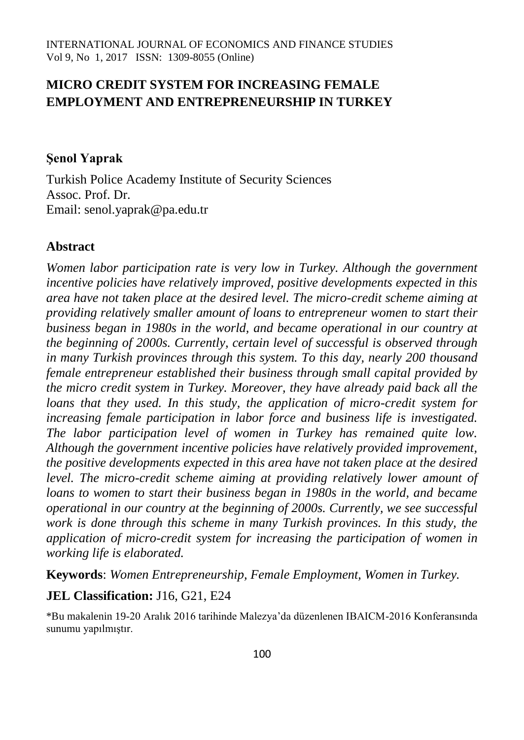# MICRO CREDIT SYSTEM FOR INCREASING FEMALE EMPLOYMENT AND ENTREPRENEURSHIP IN TURKEY

**Şenol Yaprak**

Turkish Police Academy Institute of Security Sciences
Assoc. Prof. Dr.
Email: senol.yaprak@pa.edu.tr

## Abstract

*Women labor participation rate is very low in Turkey. Although the government incentive policies have relatively improved, positive developments expected in this area have not taken place at the desired level. The micro-credit scheme aiming at providing relatively smaller amount of loans to entrepreneur women to start their business began in 1980s in the world, and became operational in our country at the beginning of 2000s. Currently, certain level of successful is observed through in many Turkish provinces through this system. To this day, nearly 200 thousand female entrepreneur established their business through small capital provided by the micro credit system in Turkey. Moreover, they have already paid back all the loans that they used. In this study, the application of micro-credit system for increasing female participation in labor force and business life is investigated. The labor participation level of women in Turkey has remained quite low. Although the government incentive policies have relatively provided improvement, the positive developments expected in this area have not taken place at the desired level. The micro-credit scheme aiming at providing relatively lower amount of loans to women to start their business began in 1980s in the world, and became operational in our country at the beginning of 2000s. Currently, we see successful work is done through this scheme in many Turkish provinces. In this study, the application of micro-credit system for increasing the participation of women in working life is elaborated.*

**Keywords**: *Women Entrepreneurship, Female Employment, Women in Turkey.*

**JEL Classification:** J16, G21, E24

*Bu makalenin 19-20 Aralık 2016 tarihinde Malezya'da düzenlenen IBAICM-2016 Konferansında sunumu yapılmıştır.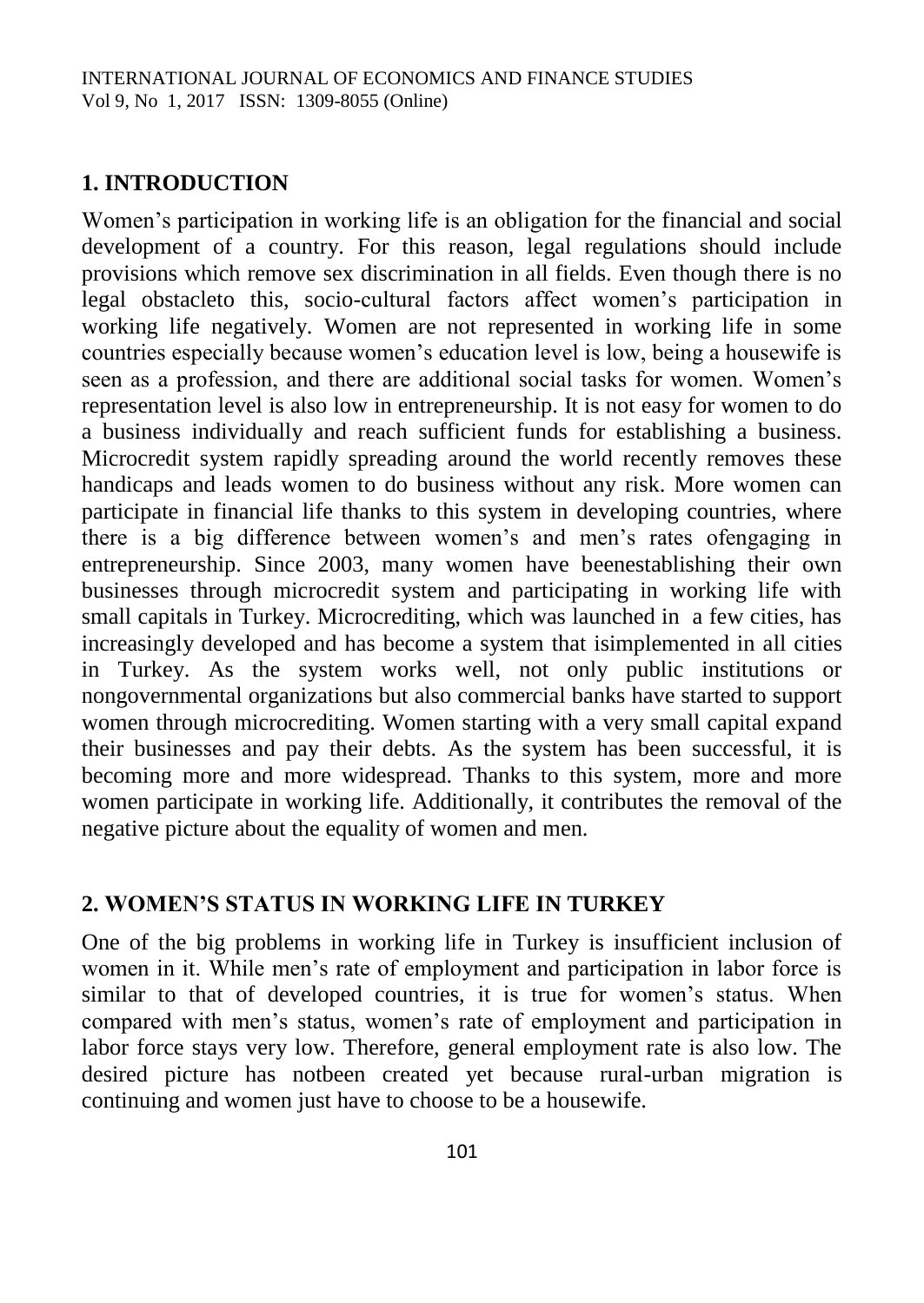## 1. INTRODUCTION

Women's participation in working life is an obligation for the financial and social development of a country. For this reason, legal regulations should include provisions which remove sex discrimination in all fields. Even though there is no legal obstacleto this, socio-cultural factors affect women's participation in working life negatively. Women are not represented in working life in some countries especially because women's education level is low, being a housewife is seen as a profession, and there are additional social tasks for women. Women's representation level is also low in entrepreneurship. It is not easy for women to do a business individually and reach sufficient funds for establishing a business. Microcredit system rapidly spreading around the world recently removes these handicaps and leads women to do business without any risk. More women can participate in financial life thanks to this system in developing countries, where there is a big difference between women's and men's rates ofengaging in entrepreneurship. Since 2003, many women have beenestablishing their own businesses through microcredit system and participating in working life with small capitals in Turkey. Microcrediting, which was launched in a few cities, has increasingly developed and has become a system that isimplemented in all cities in Turkey. As the system works well, not only public institutions or nongovernmental organizations but also commercial banks have started to support women through microcrediting. Women starting with a very small capital expand their businesses and pay their debts. As the system has been successful, it is becoming more and more widespread. Thanks to this system, more and more women participate in working life. Additionally, it contributes the removal of the negative picture about the equality of women and men.

## 2. WOMEN'S STATUS IN WORKING LIFE IN TURKEY

One of the big problems in working life in Turkey is insufficient inclusion of women in it. While men's rate of employment and participation in labor force is similar to that of developed countries, it is true for women's status. When compared with men's status, women's rate of employment and participation in labor force stays very low. Therefore, general employment rate is also low. The desired picture has notbeen created yet because rural-urban migration is continuing and women just have to choose to be a housewife.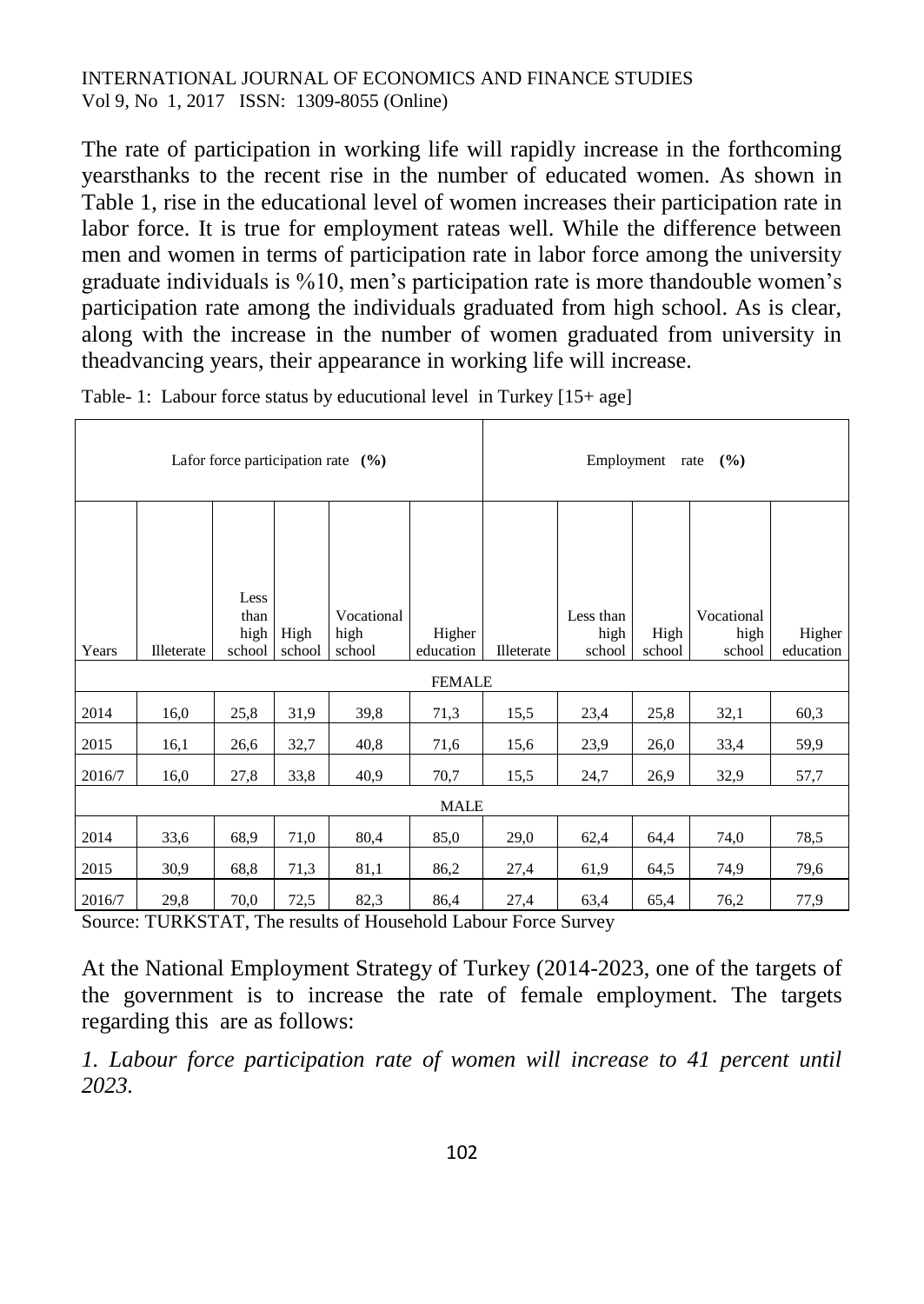The rate of participation in working life will rapidly increase in the forthcoming yearsthanks to the recent rise in the number of educated women. As shown in Table 1, rise in the educational level of women increases their participation rate in labor force. It is true for employment rateas well. While the difference between men and women in terms of participation rate in labor force among the university graduate individuals is %10, men's participation rate is more thandouble women's participation rate among the individuals graduated from high school. As is clear, along with the increase in the number of women graduated from university in theadvancing years, their appearance in working life will increase.

Table- 1: Labour force status by educutional level in Turkey [15+ age]

| | Lafor force participation rate **(%)** | | | | | Employment rate **(%)** | | | | |
|---|---|---|---|---|---|---|---|---|---|---|
| Years | Illeterate | Less than high school | High school | Vocational high school | Higher education | Illeterate | Less than high school | High school | Vocational high school | Higher education |
| FEMALE | | | | | | | | | | |
| 2014 | 16,0 | 25,8 | 31,9 | 39,8 | 71,3 | 15,5 | 23,4 | 25,8 | 32,1 | 60,3 |
| 2015 | 16,1 | 26,6 | 32,7 | 40,8 | 71,6 | 15,6 | 23,9 | 26,0 | 33,4 | 59,9 |
| 2016/7 | 16,0 | 27,8 | 33,8 | 40,9 | 70,7 | 15,5 | 24,7 | 26,9 | 32,9 | 57,7 |
| MALE | | | | | | | | | | |
| 2014 | 33,6 | 68,9 | 71,0 | 80,4 | 85,0 | 29,0 | 62,4 | 64,4 | 74,0 | 78,5 |
| 2015 | 30,9 | 68,8 | 71,3 | 81,1 | 86,2 | 27,4 | 61,9 | 64,5 | 74,9 | 79,6 |
| 2016/7 | 29,8 | 70,0 | 72,5 | 82,3 | 86,4 | 27,4 | 63,4 | 65,4 | 76,2 | 77,9 |

Source: TURKSTAT, The results of Household Labour Force Survey

At the National Employment Strategy of Turkey (2014-2023, one of the targets of the government is to increase the rate of female employment. The targets regarding this are as follows:

*1. Labour force participation rate of women will increase to 41 percent until 2023.*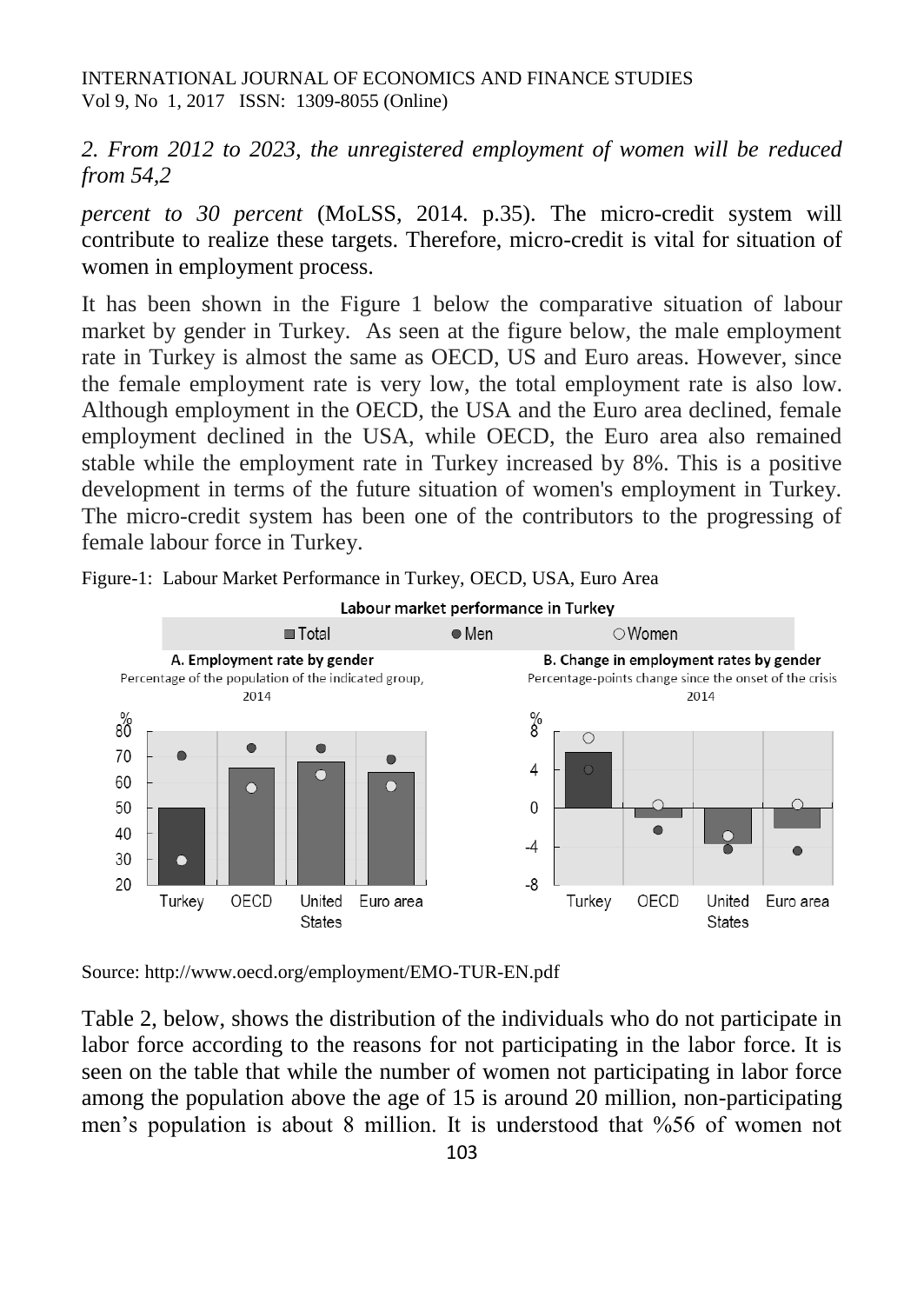*2. From 2012 to 2023, the unregistered employment of women will be reduced from 54,2*

*percent to 30 percent* (MoLSS, 2014. p.35). The micro-credit system will contribute to realize these targets. Therefore, micro-credit is vital for situation of women in employment process.

It has been shown in the Figure 1 below the comparative situation of labour market by gender in Turkey. As seen at the figure below, the male employment rate in Turkey is almost the same as OECD, US and Euro areas. However, since the female employment rate is very low, the total employment rate is also low. Although employment in the OECD, the USA and the Euro area declined, female employment declined in the USA, while OECD, the Euro area also remained stable while the employment rate in Turkey increased by 8%. This is a positive development in terms of the future situation of women's employment in Turkey. The micro-credit system has been one of the contributors to the progressing of female labour force in Turkey.

Figure-1: Labour Market Performance in Turkey, OECD, USA, Euro Area

Source: http://www.oecd.org/employment/EMO-TUR-EN.pdf

Table 2, below, shows the distribution of the individuals who do not participate in labor force according to the reasons for not participating in the labor force. It is seen on the table that while the number of women not participating in labor force among the population above the age of 15 is around 20 million, non-participating men's population is about 8 million. It is understood that %56 of women not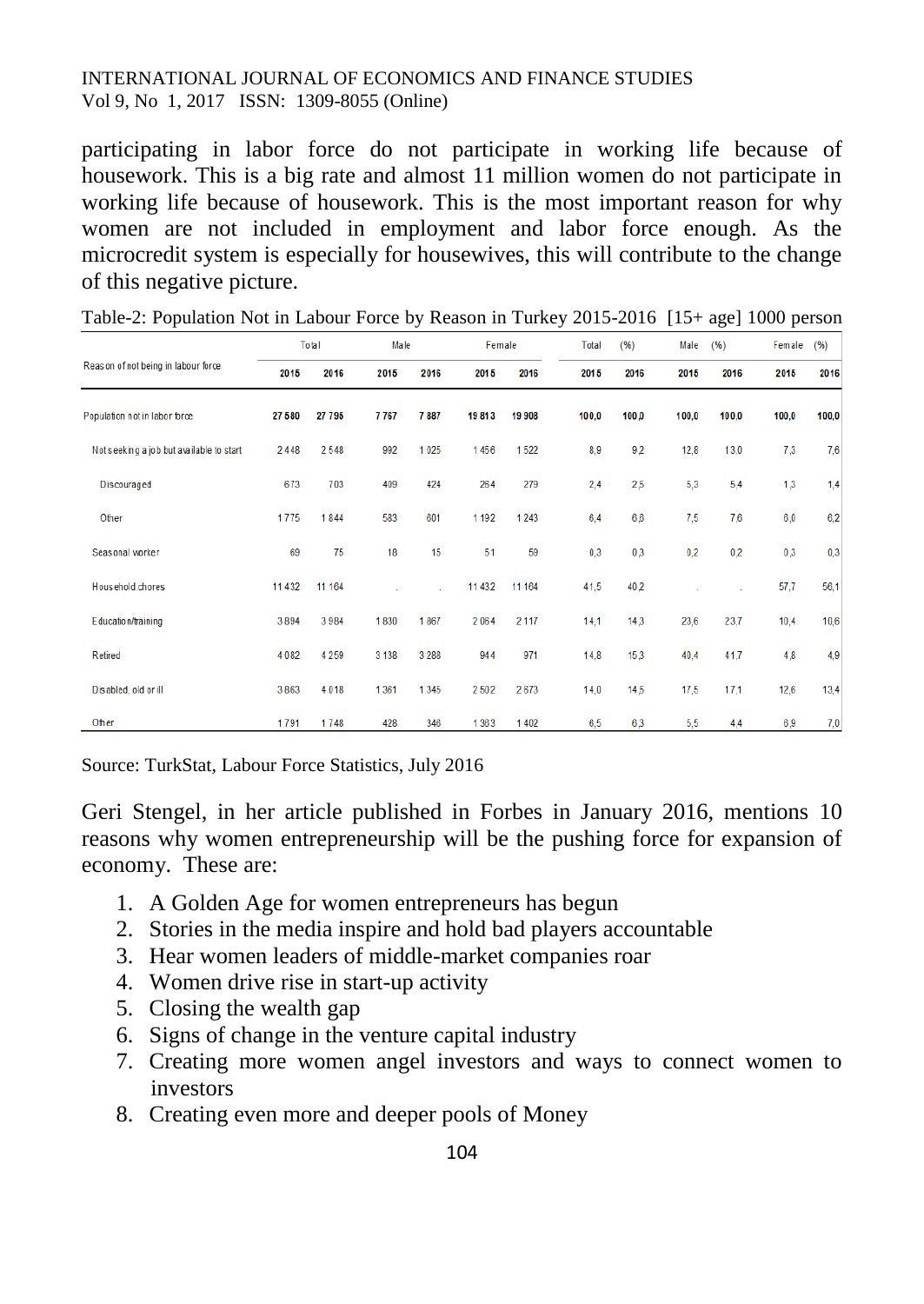participating in labor force do not participate in working life because of housework. This is a big rate and almost 11 million women do not participate in working life because of housework. This is the most important reason for why women are not included in employment and labor force enough. As the microcredit system is especially for housewives, this will contribute to the change of this negative picture.

Table-2: Population Not in Labour Force by Reason in Turkey 2015-2016 [15+ age] 1000 person

| Reason of not being in labour force | Total | | Male | | Female | | Total (%) | | Male (%) | | Female (%) | |
|---|---|---|---|---|---|---|---|---|---|---|---|---|
| | 2015 | 2016 | 2015 | 2016 | 2015 | 2016 | 2015 | 2016 | 2015 | 2016 | 2015 | 2016 |
| Population not in labor force | 27 580 | 27 795 | 7 767 | 7 887 | 19 813 | 19 908 | 100,0 | 100,0 | 100,0 | 100,0 | 100,0 | 100,0 |
| Not seeking a job but available to start | 2 448 | 2 548 | 992 | 1 025 | 1 456 | 1 522 | 8,9 | 9,2 | 12,8 | 13,0 | 7,3 | 7,6 |
| Discouraged | 673 | 703 | 409 | 424 | 264 | 279 | 2,4 | 2,5 | 5,3 | 5,4 | 1,3 | 1,4 |
| Other | 1 775 | 1 844 | 583 | 601 | 1 192 | 1 243 | 6,4 | 6,6 | 7,5 | 7,6 | 6,0 | 6,2 |
| Seasonal worker | 69 | 75 | 18 | 15 | 51 | 59 | 0,3 | 0,3 | 0,2 | 0,2 | 0,3 | 0,3 |
| Household chores | 11 432 | 11 164 | . | . | 11 432 | 11 164 | 41,5 | 40,2 | . | . | 57,7 | 56,1 |
| Education/training | 3 894 | 3 984 | 1 830 | 1 867 | 2 064 | 2 117 | 14,1 | 14,3 | 23,6 | 23,7 | 10,4 | 10,6 |
| Retired | 4 082 | 4 259 | 3 138 | 3 288 | 944 | 971 | 14,8 | 15,3 | 40,4 | 41,7 | 4,8 | 4,9 |
| Disabled, old or ill | 3 863 | 4 018 | 1 361 | 1 345 | 2 502 | 2 673 | 14,0 | 14,5 | 17,5 | 17,1 | 12,6 | 13,4 |
| Other | 1 791 | 1 748 | 428 | 346 | 1 363 | 1 402 | 6,5 | 6,3 | 5,5 | 4,4 | 6,9 | 7,0 |

Source: TurkStat, Labour Force Statistics, July 2016

Geri Stengel, in her article published in Forbes in January 2016, mentions 10 reasons why women entrepreneurship will be the pushing force for expansion of economy. These are:

1. A Golden Age for women entrepreneurs has begun
2. Stories in the media inspire and hold bad players accountable
3. Hear women leaders of middle-market companies roar
4. Women drive rise in start-up activity
5. Closing the wealth gap
6. Signs of change in the venture capital industry
7. Creating more women angel investors and ways to connect women to investors
8. Creating even more and deeper pools of Money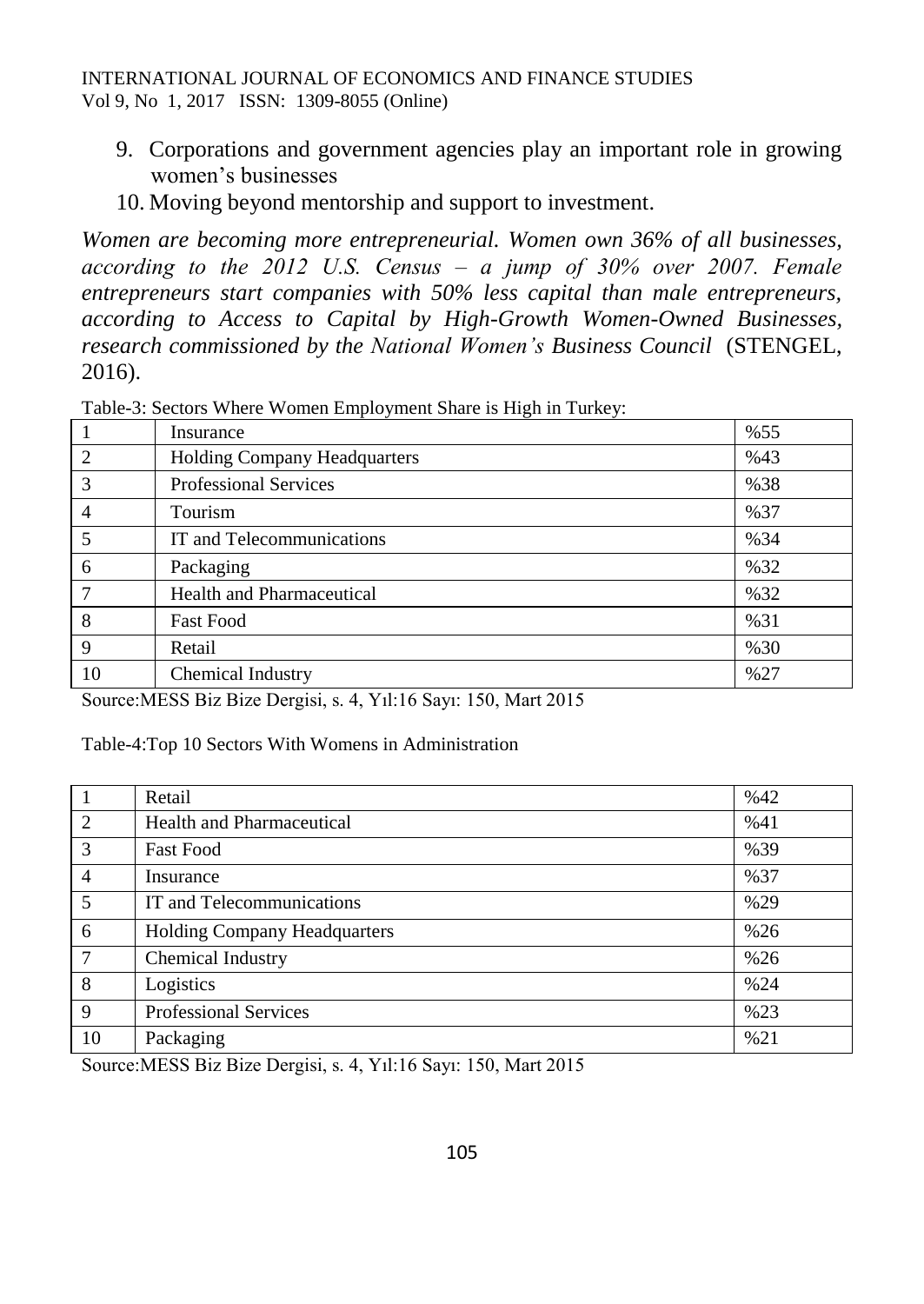9. Corporations and government agencies play an important role in growing women's businesses
10. Moving beyond mentorship and support to investment.

*Women are becoming more entrepreneurial. Women own 36% of all businesses, according to the 2012 U.S. Census – a jump of 30% over 2007. Female entrepreneurs start companies with 50% less capital than male entrepreneurs, according to Access to Capital by High-Growth Women-Owned Businesses, research commissioned by the National Women's Business Council* (STENGEL, 2016).

Table-3: Sectors Where Women Employment Share is High in Turkey:

| | | |
|---|---|---|
| 1 | Insurance | %55 |
| 2 | Holding Company Headquarters | %43 |
| 3 | Professional Services | %38 |
| 4 | Tourism | %37 |
| 5 | IT and Telecommunications | %34 |
| 6 | Packaging | %32 |
| 7 | Health and Pharmaceutical | %32 |
| 8 | Fast Food | %31 |
| 9 | Retail | %30 |
| 10 | Chemical Industry | %27 |

Source:MESS Biz Bize Dergisi, s. 4, Yıl:16 Sayı: 150, Mart 2015

Table-4:Top 10 Sectors With Womens in Administration

| | | |
|---|---|---|
| 1 | Retail | %42 |
| 2 | Health and Pharmaceutical | %41 |
| 3 | Fast Food | %39 |
| 4 | Insurance | %37 |
| 5 | IT and Telecommunications | %29 |
| 6 | Holding Company Headquarters | %26 |
| 7 | Chemical Industry | %26 |
| 8 | Logistics | %24 |
| 9 | Professional Services | %23 |
| 10 | Packaging | %21 |

Source:MESS Biz Bize Dergisi, s. 4, Yıl:16 Sayı: 150, Mart 2015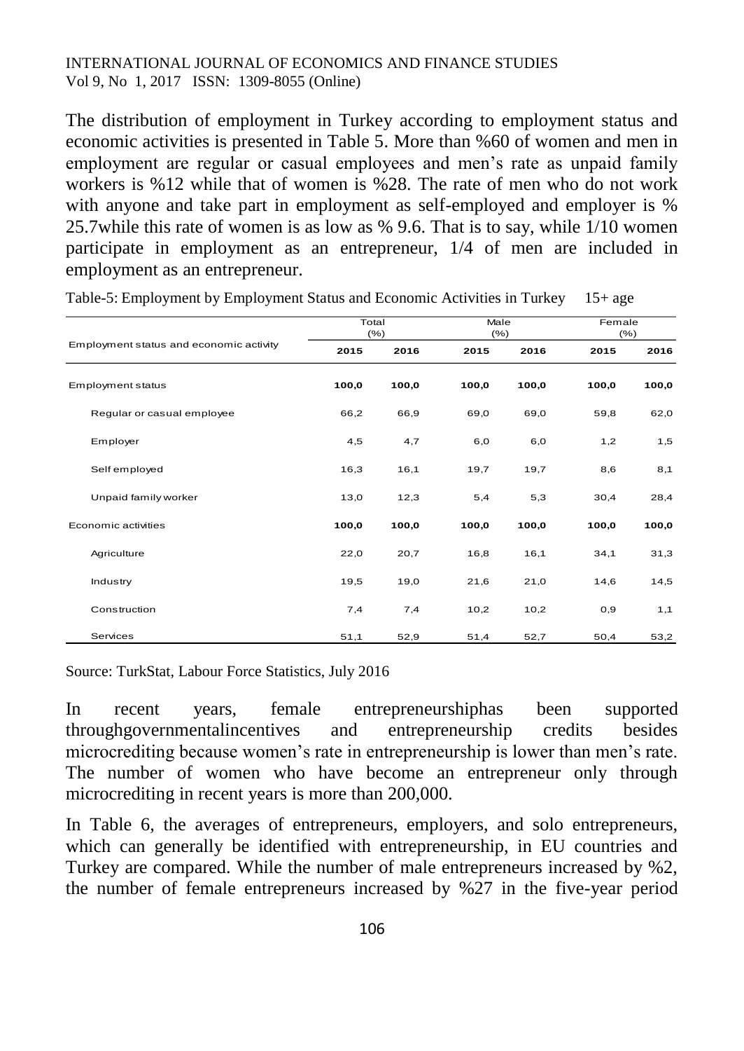The distribution of employment in Turkey according to employment status and economic activities is presented in Table 5. More than %60 of women and men in employment are regular or casual employees and men's rate as unpaid family workers is %12 while that of women is %28. The rate of men who do not work with anyone and take part in employment as self-employed and employer is % 25.7while this rate of women is as low as % 9.6. That is to say, while 1/10 women participate in employment as an entrepreneur, 1/4 of men are included in employment as an entrepreneur.

Table-5: Employment by Employment Status and Economic Activities in Turkey 15+ age

| Employment status and economic activity | Total (%) | | Male (%) | | Female (%) | |
|---|---|---|---|---|---|---|
| | 2015 | 2016 | 2015 | 2016 | 2015 | 2016 |
| **Employment status** | **100,0** | **100,0** | **100,0** | **100,0** | **100,0** | **100,0** |
| Regular or casual employee | 66,2 | 66,9 | 69,0 | 69,0 | 59,8 | 62,0 |
| Employer | 4,5 | 4,7 | 6,0 | 6,0 | 1,2 | 1,5 |
| Self employed | 16,3 | 16,1 | 19,7 | 19,7 | 8,6 | 8,1 |
| Unpaid family worker | 13,0 | 12,3 | 5,4 | 5,3 | 30,4 | 28,4 |
| **Economic activities** | **100,0** | **100,0** | **100,0** | **100,0** | **100,0** | **100,0** |
| Agriculture | 22,0 | 20,7 | 16,8 | 16,1 | 34,1 | 31,3 |
| Industry | 19,5 | 19,0 | 21,6 | 21,0 | 14,6 | 14,5 |
| Construction | 7,4 | 7,4 | 10,2 | 10,2 | 0,9 | 1,1 |
| Services | 51,1 | 52,9 | 51,4 | 52,7 | 50,4 | 53,2 |

Source: TurkStat, Labour Force Statistics, July 2016

In recent years, female entrepreneurshiphas been supported throughgovernmentalincentives and entrepreneurship credits besides microcrediting because women's rate in entrepreneurship is lower than men's rate. The number of women who have become an entrepreneur only through microcrediting in recent years is more than 200,000.

In Table 6, the averages of entrepreneurs, employers, and solo entrepreneurs, which can generally be identified with entrepreneurship, in EU countries and Turkey are compared. While the number of male entrepreneurs increased by %2, the number of female entrepreneurs increased by %27 in the five-year period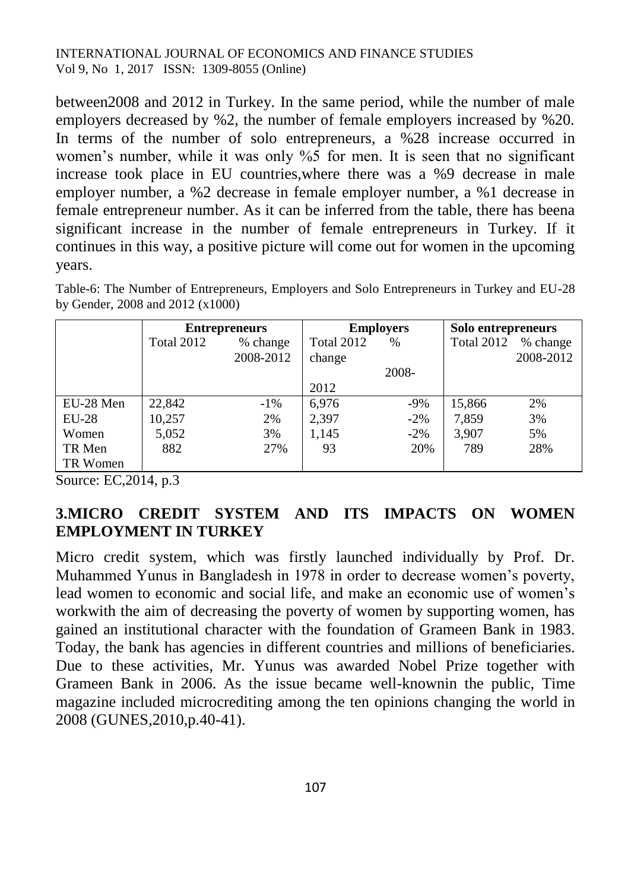between2008 and 2012 in Turkey. In the same period, while the number of male employers decreased by %2, the number of female employers increased by %20. In terms of the number of solo entrepreneurs, a %28 increase occurred in women's number, while it was only %5 for men. It is seen that no significant increase took place in EU countries,where there was a %9 decrease in male employer number, a %2 decrease in female employer number, a %1 decrease in female entrepreneur number. As it can be inferred from the table, there has beena significant increase in the number of female entrepreneurs in Turkey. If it continues in this way, a positive picture will come out for women in the upcoming years.

Table-6: The Number of Entrepreneurs, Employers and Solo Entrepreneurs in Turkey and EU-28 by Gender, 2008 and 2012 (x1000)

| | Entrepreneurs | | Employers | | Solo entrepreneurs | |
|---|---|---|---|---|---|---|
| | Total 2012 | % change 2008-2012 | Total 2012 | % change 2008-2012 | Total 2012 | % change 2008-2012 |
| EU-28 Men | 22,842 | -1% | 6,976 | -9% | 15,866 | 2% |
| EU-28 | 10,257 | 2% | 2,397 | -2% | 7,859 | 3% |
| Women | 5,052 | 3% | 1,145 | -2% | 3,907 | 5% |
| TR Men | 882 | 27% | 93 | 20% | 789 | 28% |
| TR Women | | | | | | |

Source: EC,2014, p.3

## 3.MICRO CREDIT SYSTEM AND ITS IMPACTS ON WOMEN EMPLOYMENT IN TURKEY

Micro credit system, which was firstly launched individually by Prof. Dr. Muhammed Yunus in Bangladesh in 1978 in order to decrease women's poverty, lead women to economic and social life, and make an economic use of women's workwith the aim of decreasing the poverty of women by supporting women, has gained an institutional character with the foundation of Grameen Bank in 1983. Today, the bank has agencies in different countries and millions of beneficiaries. Due to these activities, Mr. Yunus was awarded Nobel Prize together with Grameen Bank in 2006. As the issue became well-knownin the public, Time magazine included microcrediting among the ten opinions changing the world in 2008 (GUNES,2010,p.40-41).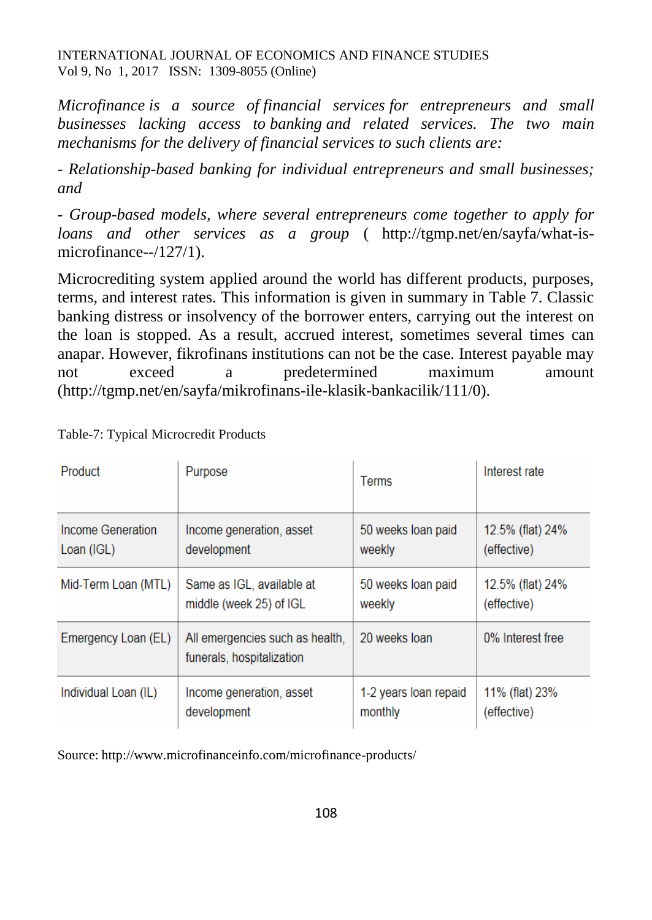*Microfinance is a source of financial services for entrepreneurs and small businesses lacking access to banking and related services. The two main mechanisms for the delivery of financial services to such clients are:*

*- Relationship-based banking for individual entrepreneurs and small businesses; and*

*- Group-based models, where several entrepreneurs come together to apply for loans and other services as a group* ( http://tgmp.net/en/sayfa/what-is-microfinance--/127/1).

Microcrediting system applied around the world has different products, purposes, terms, and interest rates. This information is given in summary in Table 7. Classic banking distress or insolvency of the borrower enters, carrying out the interest on the loan is stopped. As a result, accrued interest, sometimes several times can anapar. However, fikrofinans institutions can not be the case. Interest payable may not exceed a predetermined maximum amount (http://tgmp.net/en/sayfa/mikrofinans-ile-klasik-bankacilik/111/0).

Table-7: Typical Microcredit Products

| Product | Purpose | Terms | Interest rate |
|---|---|---|---|
| Income Generation Loan (IGL) | Income generation, asset development | 50 weeks loan paid weekly | 12.5% (flat) 24% (effective) |
| Mid-Term Loan (MTL) | Same as IGL, available at middle (week 25) of IGL | 50 weeks loan paid weekly | 12.5% (flat) 24% (effective) |
| Emergency Loan (EL) | All emergencies such as health, funerals, hospitalization | 20 weeks loan | 0% Interest free |
| Individual Loan (IL) | Income generation, asset development | 1-2 years loan repaid monthly | 11% (flat) 23% (effective) |

Source: http://www.microfinanceinfo.com/microfinance-products/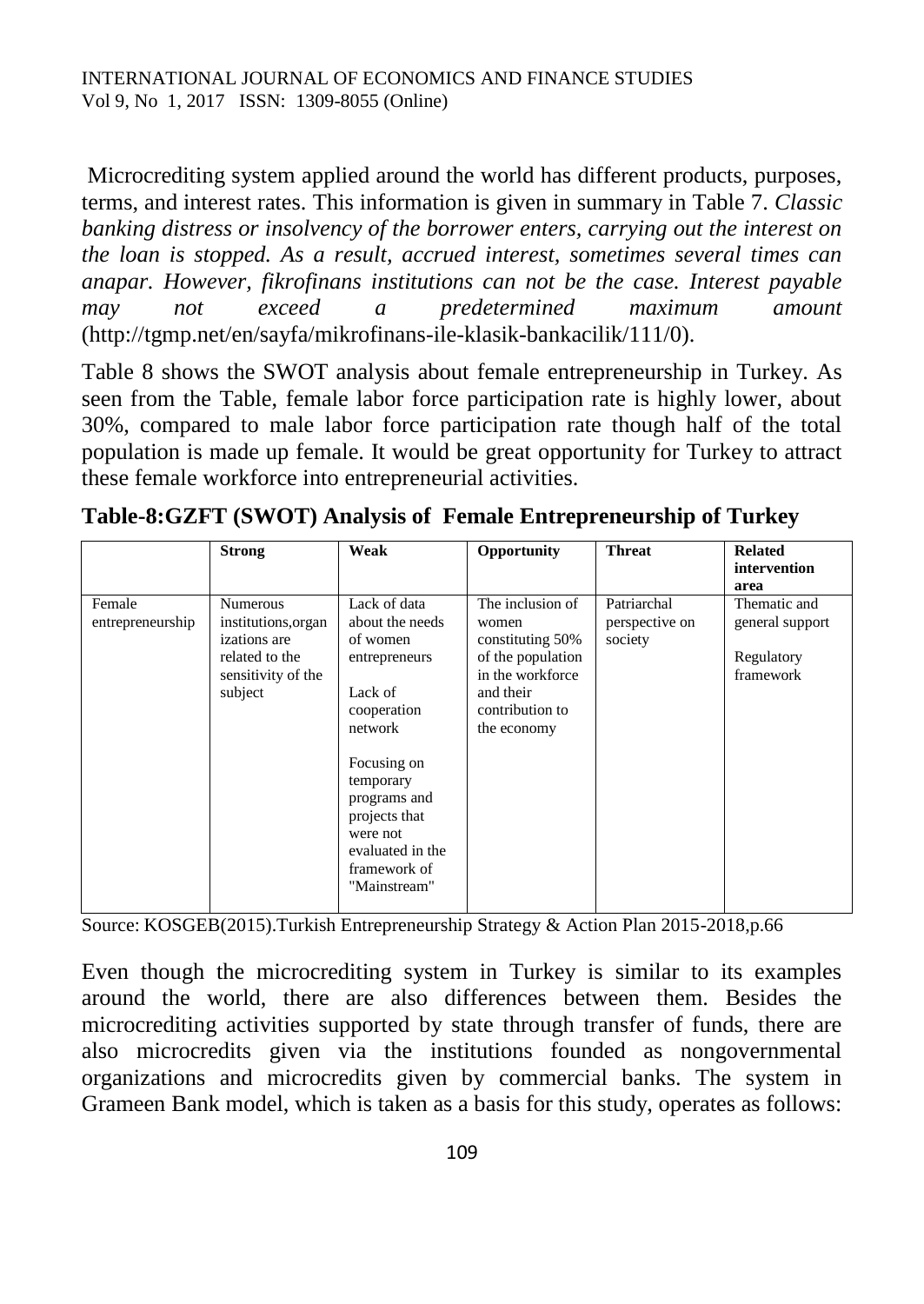Microcrediting system applied around the world has different products, purposes, terms, and interest rates. This information is given in summary in Table 7. *Classic banking distress or insolvency of the borrower enters, carrying out the interest on the loan is stopped. As a result, accrued interest, sometimes several times can anapar. However, fikrofinans institutions can not be the case. Interest payable may not exceed a predetermined maximum amount* (http://tgmp.net/en/sayfa/mikrofinans-ile-klasik-bankacilik/111/0).

Table 8 shows the SWOT analysis about female entrepreneurship in Turkey. As seen from the Table, female labor force participation rate is highly lower, about 30%, compared to male labor force participation rate though half of the total population is made up female. It would be great opportunity for Turkey to attract these female workforce into entrepreneurial activities.

**Table-8:GZFT (SWOT) Analysis of Female Entrepreneurship of Turkey**

| | **Strong** | **Weak** | **Opportunity** | **Threat** | **Related intervention area** |
|---|---|---|---|---|---|
| Female entrepreneurship | Numerous institutions,organizations are related to the sensitivity of the subject | Lack of data about the needs of women entrepreneurs<br><br>Lack of cooperation network<br><br>Focusing on temporary programs and projects that were not evaluated in the framework of "Mainstream" | The inclusion of women constituting 50% of the population in the workforce and their contribution to the economy | Patriarchal perspective on society | Thematic and general support<br><br>Regulatory framework |

Source: KOSGEB(2015).Turkish Entrepreneurship Strategy & Action Plan 2015-2018,p.66

Even though the microcrediting system in Turkey is similar to its examples around the world, there are also differences between them. Besides the microcrediting activities supported by state through transfer of funds, there are also microcredits given via the institutions founded as nongovernmental organizations and microcredits given by commercial banks. The system in Grameen Bank model, which is taken as a basis for this study, operates as follows: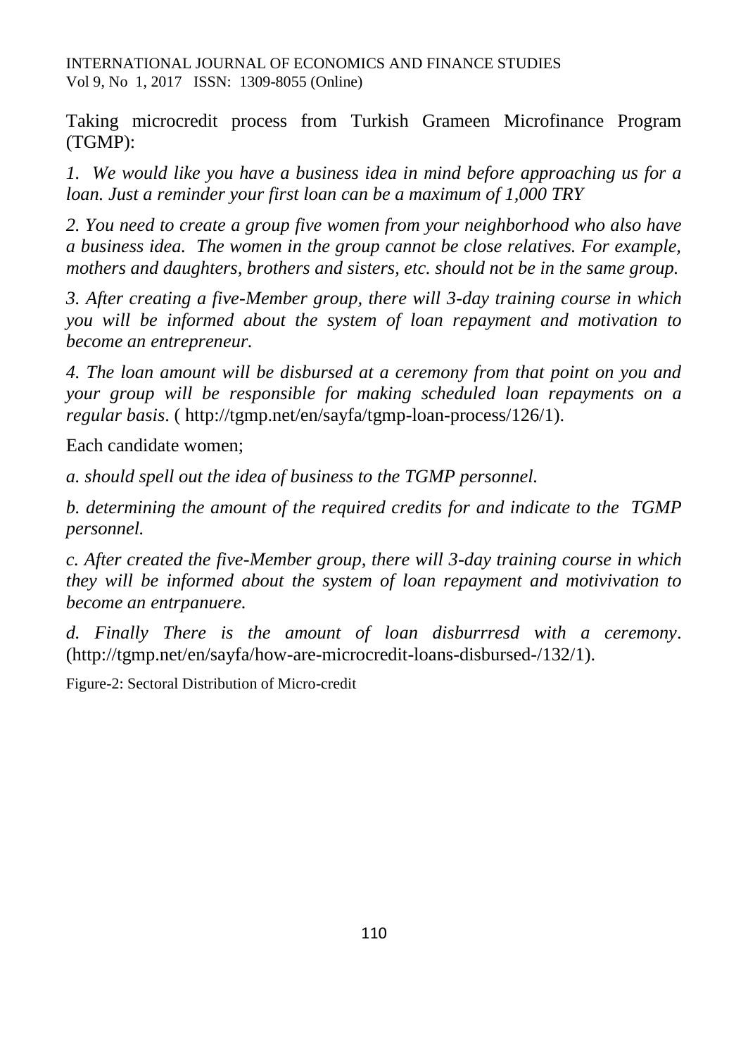Taking microcredit process from Turkish Grameen Microfinance Program (TGMP):

*1. We would like you have a business idea in mind before approaching us for a loan. Just a reminder your first loan can be a maximum of 1,000 TRY*

*2. You need to create a group five women from your neighborhood who also have a business idea. The women in the group cannot be close relatives. For example, mothers and daughters, brothers and sisters, etc. should not be in the same group.*

*3. After creating a five-Member group, there will 3-day training course in which you will be informed about the system of loan repayment and motivation to become an entrepreneur.*

*4. The loan amount will be disbursed at a ceremony from that point on you and your group will be responsible for making scheduled loan repayments on a regular basis*. ( http://tgmp.net/en/sayfa/tgmp-loan-process/126/1).

Each candidate women;

*a. should spell out the idea of business to the TGMP personnel.*

*b. determining the amount of the required credits for and indicate to the TGMP personnel.*

*c. After created the five-Member group, there will 3-day training course in which they will be informed about the system of loan repayment and motivivation to become an entrpanuere.*

*d. Finally There is the amount of loan disburrresd with a ceremony*. (http://tgmp.net/en/sayfa/how-are-microcredit-loans-disbursed-/132/1).

Figure-2: Sectoral Distribution of Micro-credit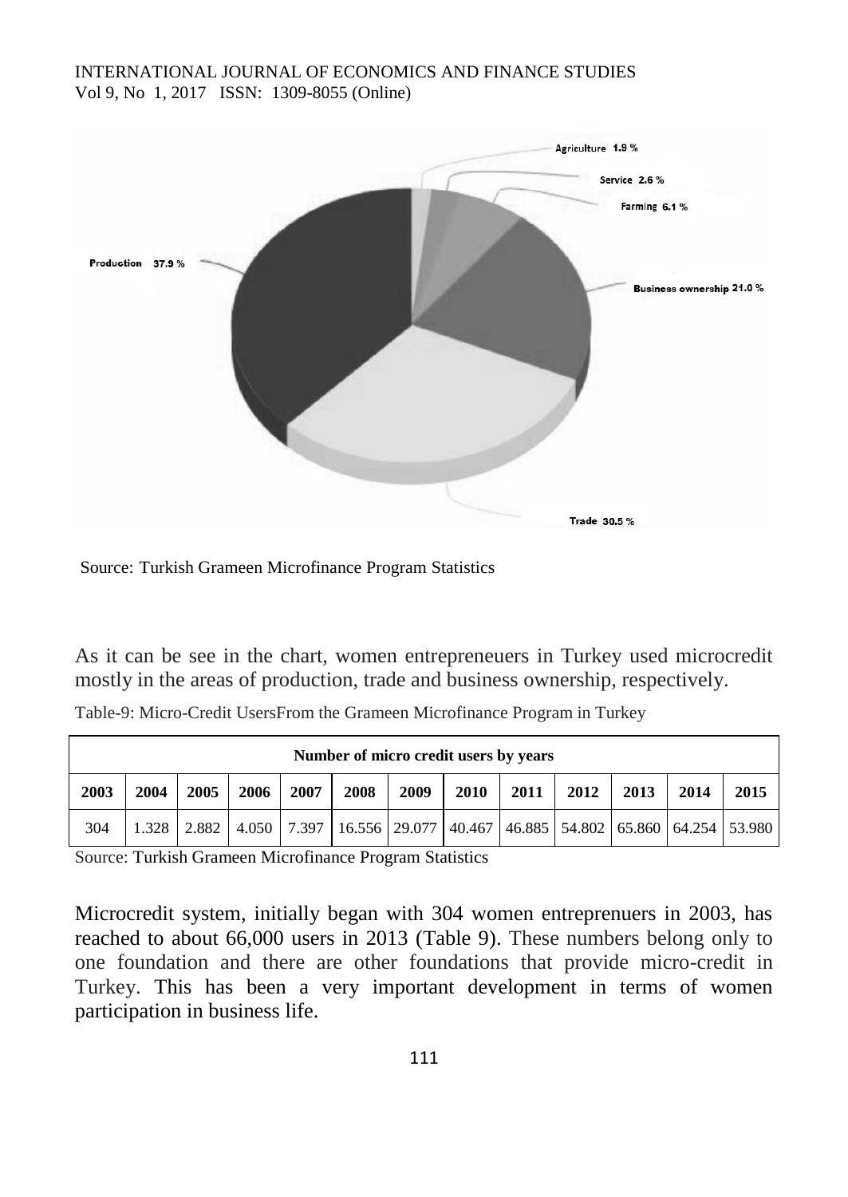Agriculture 1.9 %

Service 2.6 %

Farming 6.1 %

Production 37.9 %

Business ownership 21.0 %

Trade 30.5 %

Source: Turkish Grameen Microfinance Program Statistics

As it can be see in the chart, women entrepreneuers in Turkey used microcredit mostly in the areas of production, trade and business ownership, respectively.

Table-9: Micro-Credit UsersFrom the Grameen Microfinance Program in Turkey

| Number of micro credit users by years | | | | | | | | | | | | |
|---|---|---|---|---|---|---|---|---|---|---|---|---|
| **2003** | **2004** | **2005** | **2006** | **2007** | **2008** | **2009** | **2010** | **2011** | **2012** | **2013** | **2014** | **2015** |
| 304 | 1.328 | 2.882 | 4.050 | 7.397 | 16.556 | 29.077 | 40.467 | 46.885 | 54.802 | 65.860 | 64.254 | 53.980 |

Source: Turkish Grameen Microfinance Program Statistics

Microcredit system, initially began with 304 women entreprenuers in 2003, has reached to about 66,000 users in 2013 (Table 9). These numbers belong only to one foundation and there are other foundations that provide micro-credit in Turkey. This has been a very important development in terms of women participation in business life.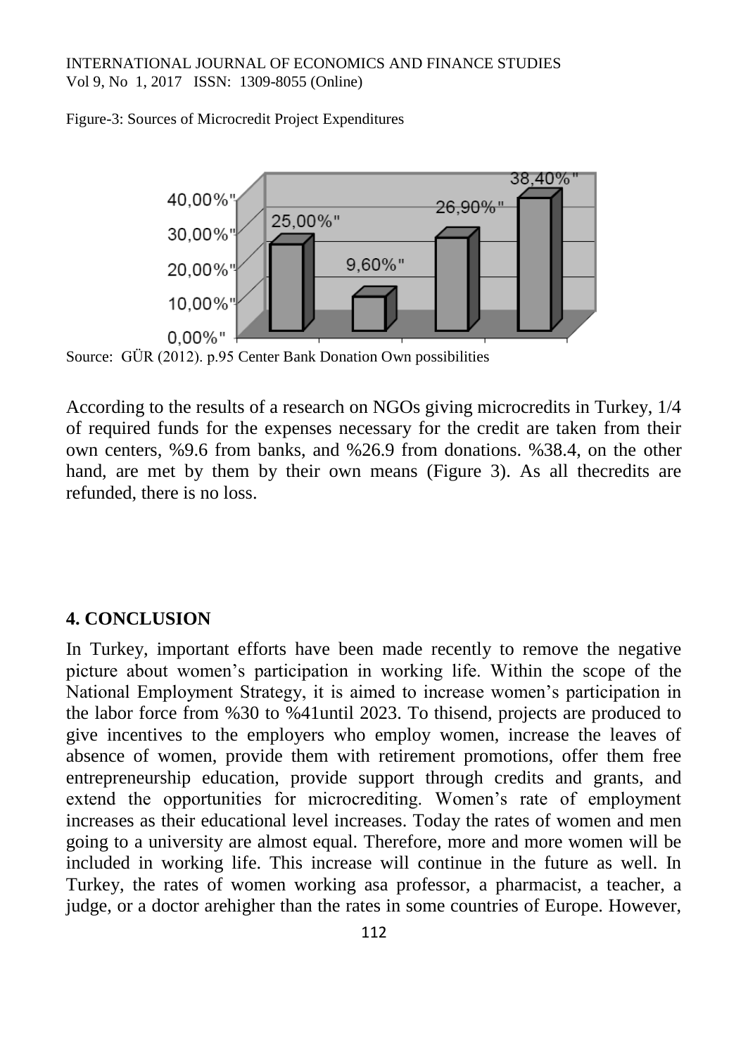Figure-3: Sources of Microcredit Project Expenditures

Source: GÜR (2012). p.95 Center Bank Donation Own possibilities

According to the results of a research on NGOs giving microcredits in Turkey, 1/4 of required funds for the expenses necessary for the credit are taken from their own centers, %9.6 from banks, and %26.9 from donations. %38.4, on the other hand, are met by them by their own means (Figure 3). As all thecredits are refunded, there is no loss.

## 4. CONCLUSION

In Turkey, important efforts have been made recently to remove the negative picture about women's participation in working life. Within the scope of the National Employment Strategy, it is aimed to increase women's participation in the labor force from %30 to %41until 2023. To thisend, projects are produced to give incentives to the employers who employ women, increase the leaves of absence of women, provide them with retirement promotions, offer them free entrepreneurship education, provide support through credits and grants, and extend the opportunities for microcrediting. Women's rate of employment increases as their educational level increases. Today the rates of women and men going to a university are almost equal. Therefore, more and more women will be included in working life. This increase will continue in the future as well. In Turkey, the rates of women working asa professor, a pharmacist, a teacher, a judge, or a doctor arehigher than the rates in some countries of Europe. However,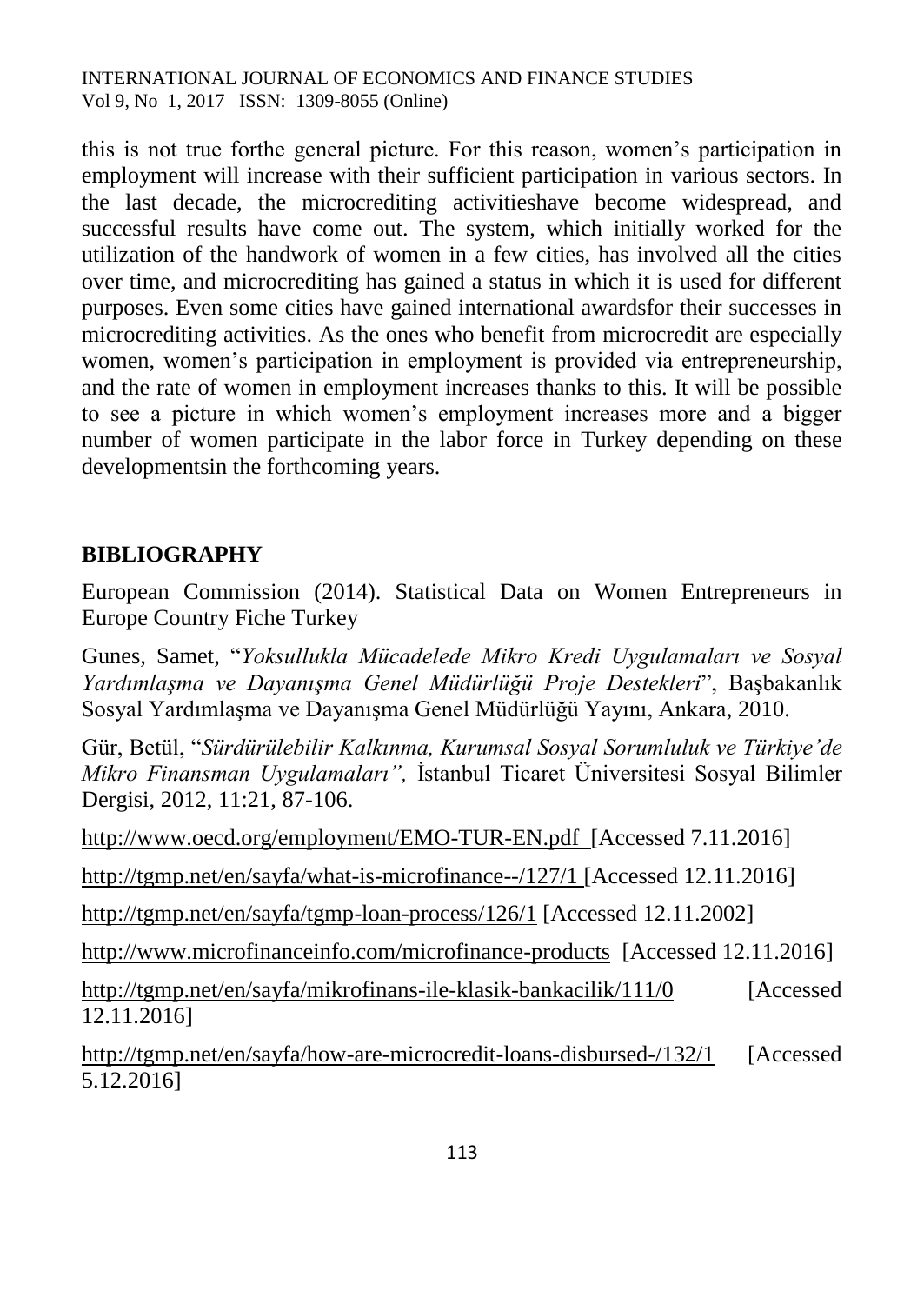this is not true forthe general picture. For this reason, women's participation in employment will increase with their sufficient participation in various sectors. In the last decade, the microcrediting activitieshave become widespread, and successful results have come out. The system, which initially worked for the utilization of the handwork of women in a few cities, has involved all the cities over time, and microcrediting has gained a status in which it is used for different purposes. Even some cities have gained international awardsfor their successes in microcrediting activities. As the ones who benefit from microcredit are especially women, women's participation in employment is provided via entrepreneurship, and the rate of women in employment increases thanks to this. It will be possible to see a picture in which women's employment increases more and a bigger number of women participate in the labor force in Turkey depending on these developmentsin the forthcoming years.

## BIBLIOGRAPHY

European Commission (2014). Statistical Data on Women Entrepreneurs in Europe Country Fiche Turkey

Gunes, Samet, "*Yoksullukla Mücadelede Mikro Kredi Uygulamaları ve Sosyal Yardımlaşma ve Dayanışma Genel Müdürlüğü Proje Destekleri*", Başbakanlık Sosyal Yardımlaşma ve Dayanışma Genel Müdürlüğü Yayını, Ankara, 2010.

Gür, Betül, "*Sürdürülebilir Kalkınma, Kurumsal Sosyal Sorumluluk ve Türkiye'de Mikro Finansman Uygulamaları",* İstanbul Ticaret Üniversitesi Sosyal Bilimler Dergisi, 2012, 11:21, 87-106.

http://www.oecd.org/employment/EMO-TUR-EN.pdf [Accessed 7.11.2016]

http://tgmp.net/en/sayfa/what-is-microfinance--/127/1 [Accessed 12.11.2016]

http://tgmp.net/en/sayfa/tgmp-loan-process/126/1 [Accessed 12.11.2002]

http://www.microfinanceinfo.com/microfinance-products [Accessed 12.11.2016]

http://tgmp.net/en/sayfa/mikrofinans-ile-klasik-bankacilik/111/0 [Accessed 12.11.2016]

http://tgmp.net/en/sayfa/how-are-microcredit-loans-disbursed-/132/1 [Accessed 5.12.2016]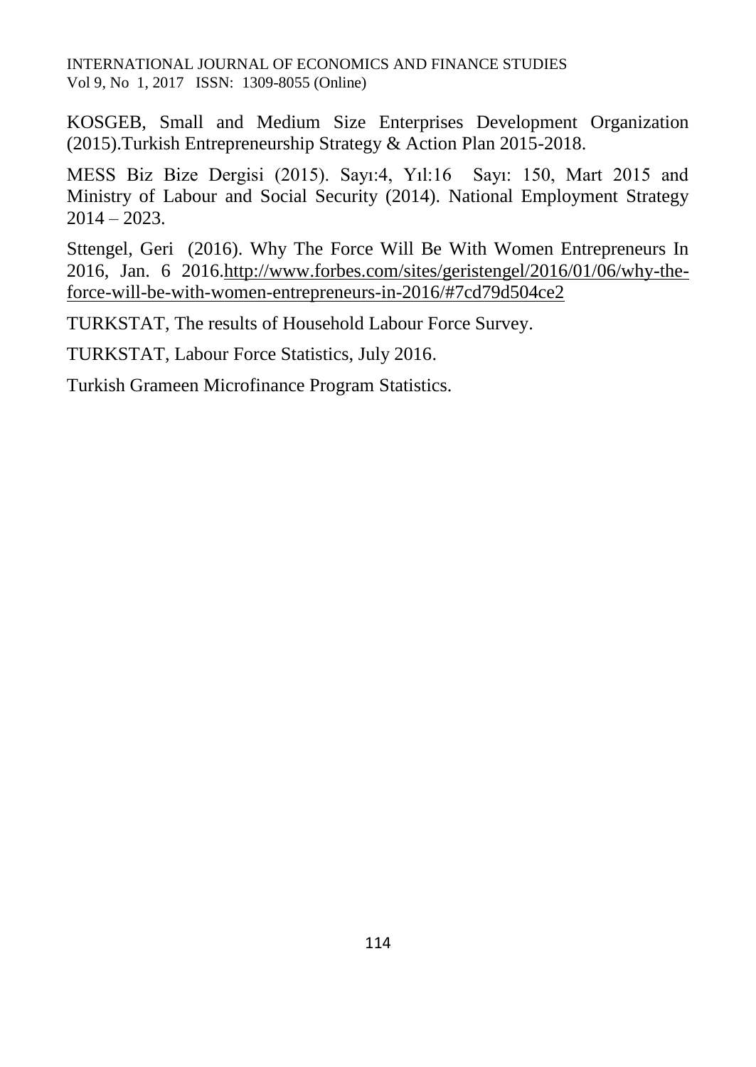KOSGEB, Small and Medium Size Enterprises Development Organization (2015).Turkish Entrepreneurship Strategy & Action Plan 2015-2018.

MESS Biz Bize Dergisi (2015). Sayı:4, Yıl:16 Sayı: 150, Mart 2015 and Ministry of Labour and Social Security (2014). National Employment Strategy 2014 – 2023.

Sttengel, Geri (2016). Why The Force Will Be With Women Entrepreneurs In 2016, Jan. 6 2016.http://www.forbes.com/sites/geristengel/2016/01/06/why-the-force-will-be-with-women-entrepreneurs-in-2016/#7cd79d504ce2

TURKSTAT, The results of Household Labour Force Survey.

TURKSTAT, Labour Force Statistics, July 2016.

Turkish Grameen Microfinance Program Statistics.